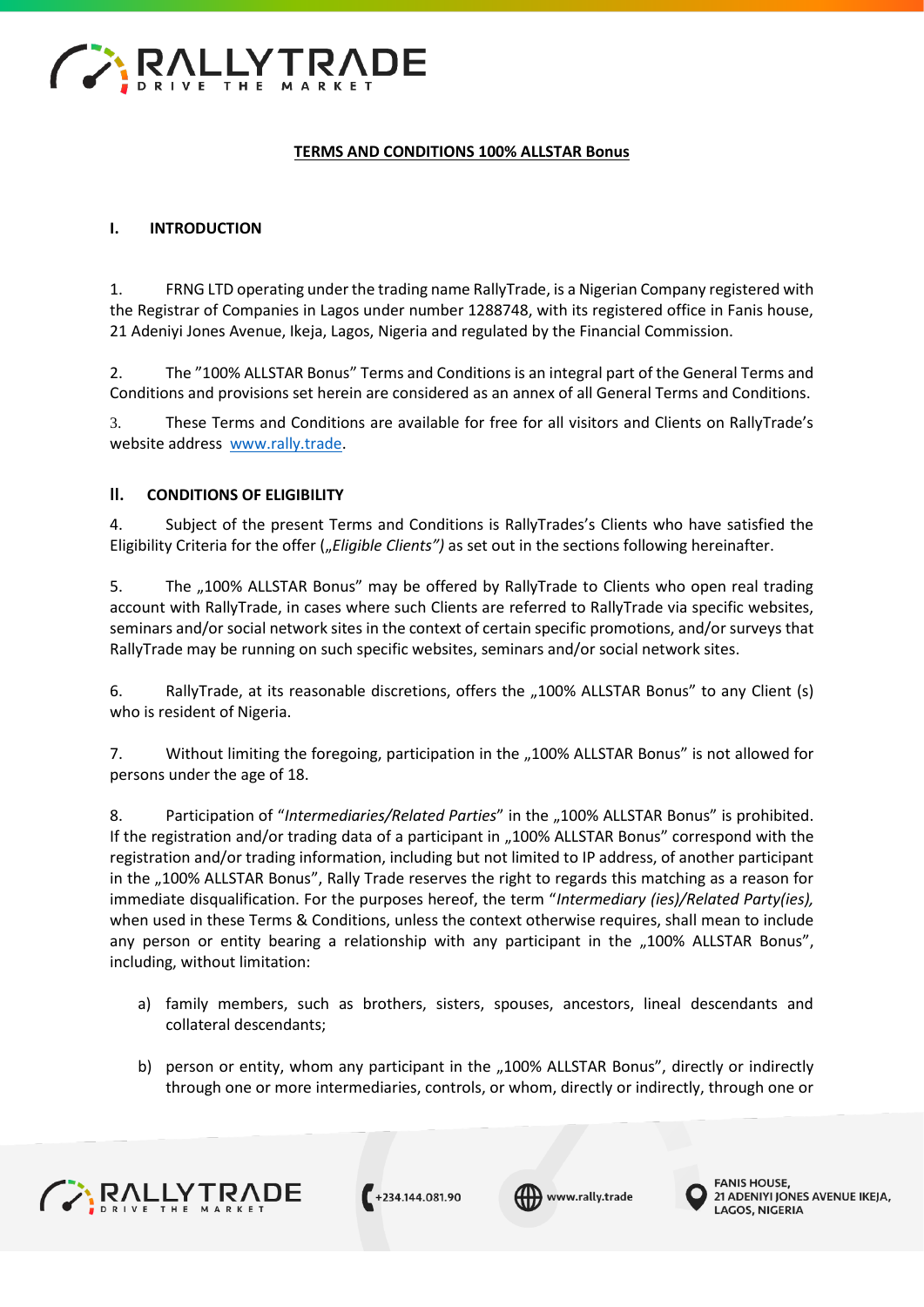# TERMS AND CONDITIONS 100% ALLSTAR Bonus

## I. INTRODUCTION

1. FRNG LTD operating under the trading name RallyTrade, is a Nigerian Company registered with the Registrar of Companies in Lagos under number 1288748, with its registered office in Fanis house, 21 Adeniyi Jones Avenue, Ikeja, Lagos, Nigeria and regulated by the Financial Commission.

2. The "100% ALLSTAR Bonus" Terms and Conditions is an integral part of the General Terms and Conditions and provisions set herein are considered as an annex of all General Terms and Conditions.

3. These Terms and Conditions are available for free for all visitors and Clients on RallyTrade's website address [www.rally.trade](http://www.rally.trade).

## II. CONDITIONS OF ELIGIBILITY

4. Subject of the present Terms and Conditions is RallyTrades's Clients who have satisfied the Eligibility Criteria for the offer („*Eligible Clients")* as set out in the sections following hereinafter.

5. The „100% ALLSTAR Bonus" may be offered by RallyTrade to Clients who open real trading account with RallyTrade, in cases where such Clients are referred to RallyTrade via specific websites, seminars and/or social network sites in the context of certain specific promotions, and/or surveys that RallyTrade may be running on such specific websites, seminars and/or social network sites.

6. RallyTrade, at its reasonable discretions, offers the „100% ALLSTAR Bonus" to any Client (s) who is resident of Nigeria.

7. Without limiting the foregoing, participation in the „100% ALLSTAR Bonus" is not allowed for persons under the age of 18.

8. Participation of "*Intermediaries/Related Parties*" in the „100% ALLSTAR Bonus" is prohibited. If the registration and/or trading data of a participant in „100% ALLSTAR Bonus" correspond with the registration and/or trading information, including but not limited to IP address, of another participant in the „100% ALLSTAR Bonus", Rally Trade reserves the right to regards this matching as a reason for immediate disqualification. For the purposes hereof, the term "*Intermediary (ies)/Related Party(ies),* when used in these Terms & Conditions, unless the context otherwise requires, shall mean to include any person or entity bearing a relationship with any participant in the „100% ALLSTAR Bonus", including, without limitation:

   a) family members, such as brothers, sisters, spouses, ancestors, lineal descendants and collateral descendants;

   b) person or entity, whom any participant in the „100% ALLSTAR Bonus", directly or indirectly through one or more intermediaries, controls, or whom, directly or indirectly, through one or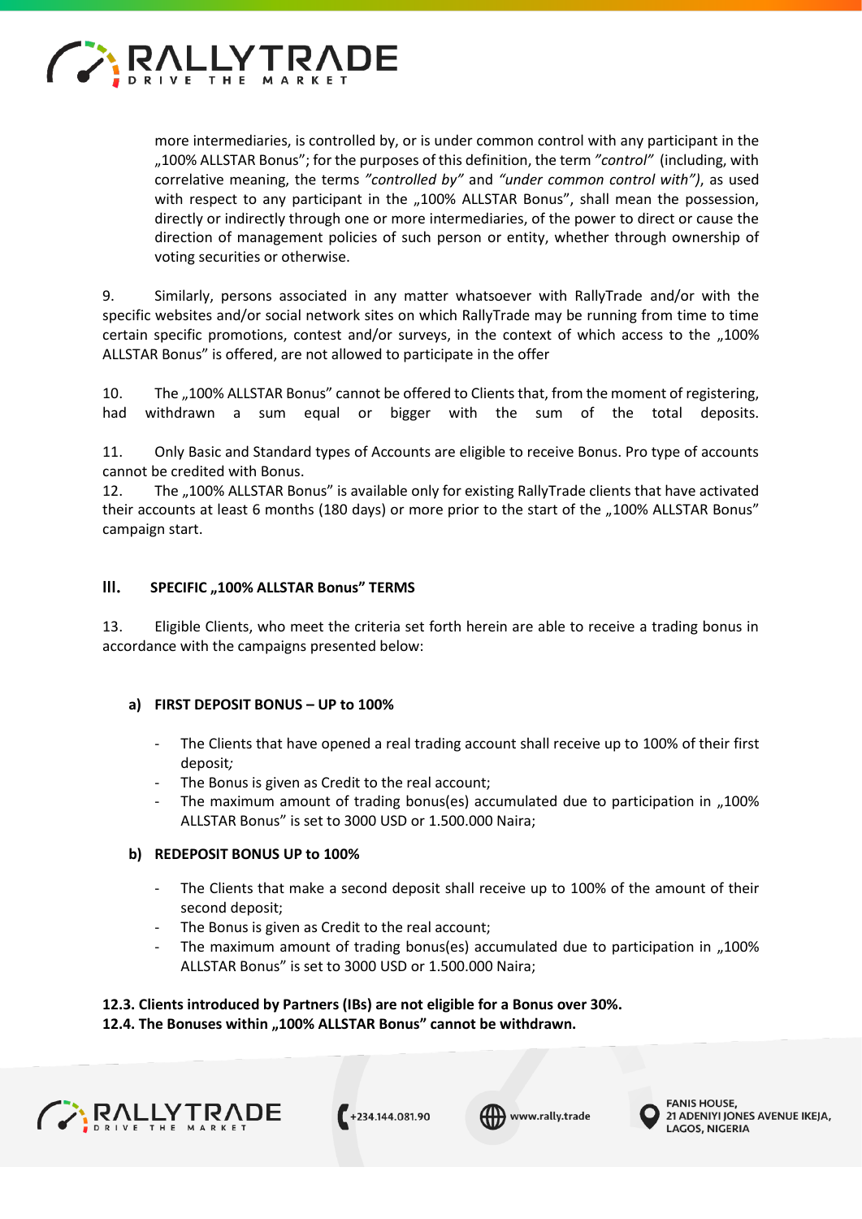more intermediaries, is controlled by, or is under common control with any participant in the „100% ALLSTAR Bonus"; for the purposes of this definition, the term *"control"* (including, with correlative meaning, the terms *"controlled by"* and *"under common control with")*, as used with respect to any participant in the „100% ALLSTAR Bonus", shall mean the possession, directly or indirectly through one or more intermediaries, of the power to direct or cause the direction of management policies of such person or entity, whether through ownership of voting securities or otherwise.

9. Similarly, persons associated in any matter whatsoever with RallyTrade and/or with the specific websites and/or social network sites on which RallyTrade may be running from time to time certain specific promotions, contest and/or surveys, in the context of which access to the „100% ALLSTAR Bonus" is offered, are not allowed to participate in the offer

10. The „100% ALLSTAR Bonus" cannot be offered to Clients that, from the moment of registering, had withdrawn a sum equal or bigger with the sum of the total deposits.

11. Only Basic and Standard types of Accounts are eligible to receive Bonus. Pro type of accounts cannot be credited with Bonus.

12. The „100% ALLSTAR Bonus" is available only for existing RallyTrade clients that have activated their accounts at least 6 months (180 days) or more prior to the start of the „100% ALLSTAR Bonus" campaign start.

## III. SPECIFIC „100% ALLSTAR Bonus" TERMS

13. Eligible Clients, who meet the criteria set forth herein are able to receive a trading bonus in accordance with the campaigns presented below:

### a) FIRST DEPOSIT BONUS – UP to 100%

- The Clients that have opened a real trading account shall receive up to 100% of their first deposit*;*
- The Bonus is given as Credit to the real account;
- The maximum amount of trading bonus(es) accumulated due to participation in „100% ALLSTAR Bonus" is set to 3000 USD or 1.500.000 Naira;

### b) REDEPOSIT BONUS UP to 100%

- The Clients that make a second deposit shall receive up to 100% of the amount of their second deposit;
- The Bonus is given as Credit to the real account;
- The maximum amount of trading bonus(es) accumulated due to participation in „100% ALLSTAR Bonus" is set to 3000 USD or 1.500.000 Naira;

**12.3. Clients introduced by Partners (IBs) are not eligible for a Bonus over 30%.**
**12.4. The Bonuses within „100% ALLSTAR Bonus" cannot be withdrawn.**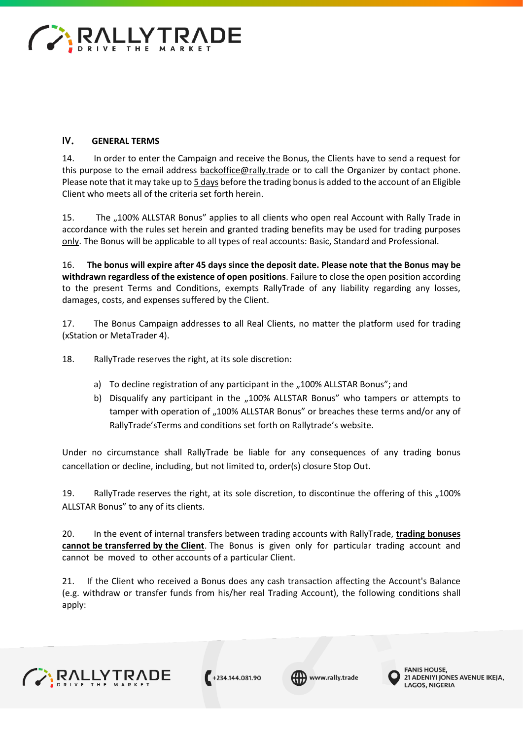## IV. GENERAL TERMS

14. In order to enter the Campaign and receive the Bonus, the Clients have to send a request for this purpose to the email address backoffice@rally.trade or to call the Organizer by contact phone. Please note that it may take up to 5 days before the trading bonus is added to the account of an Eligible Client who meets all of the criteria set forth herein.

15. The „100% ALLSTAR Bonus" applies to all clients who open real Account with Rally Trade in accordance with the rules set herein and granted trading benefits may be used for trading purposes only. The Bonus will be applicable to all types of real accounts: Basic, Standard and Professional.

16. **The bonus will expire after 45 days since the deposit date. Please note that the Bonus may be withdrawn regardless of the existence of open positions**. Failure to close the open position according to the present Terms and Conditions, exempts RallyTrade of any liability regarding any losses, damages, costs, and expenses suffered by the Client.

17. The Bonus Campaign addresses to all Real Clients, no matter the platform used for trading (xStation or MetaTrader 4).

18. RallyTrade reserves the right, at its sole discretion:

a) To decline registration of any participant in the „100% ALLSTAR Bonus"; and
b) Disqualify any participant in the „100% ALLSTAR Bonus" who tampers or attempts to tamper with operation of „100% ALLSTAR Bonus" or breaches these terms and/or any of RallyTrade'sTerms and conditions set forth on Rallytrade's website.

Under no circumstance shall RallyTrade be liable for any consequences of any trading bonus cancellation or decline, including, but not limited to, order(s) closure Stop Out.

19. RallyTrade reserves the right, at its sole discretion, to discontinue the offering of this „100% ALLSTAR Bonus" to any of its clients.

20. In the event of internal transfers between trading accounts with RallyTrade, **trading bonuses cannot be transferred by the Client**. The Bonus is given only for particular trading account and cannot be moved to other accounts of a particular Client.

21. If the Client who received a Bonus does any cash transaction affecting the Account's Balance (e.g. withdraw or transfer funds from his/her real Trading Account), the following conditions shall apply: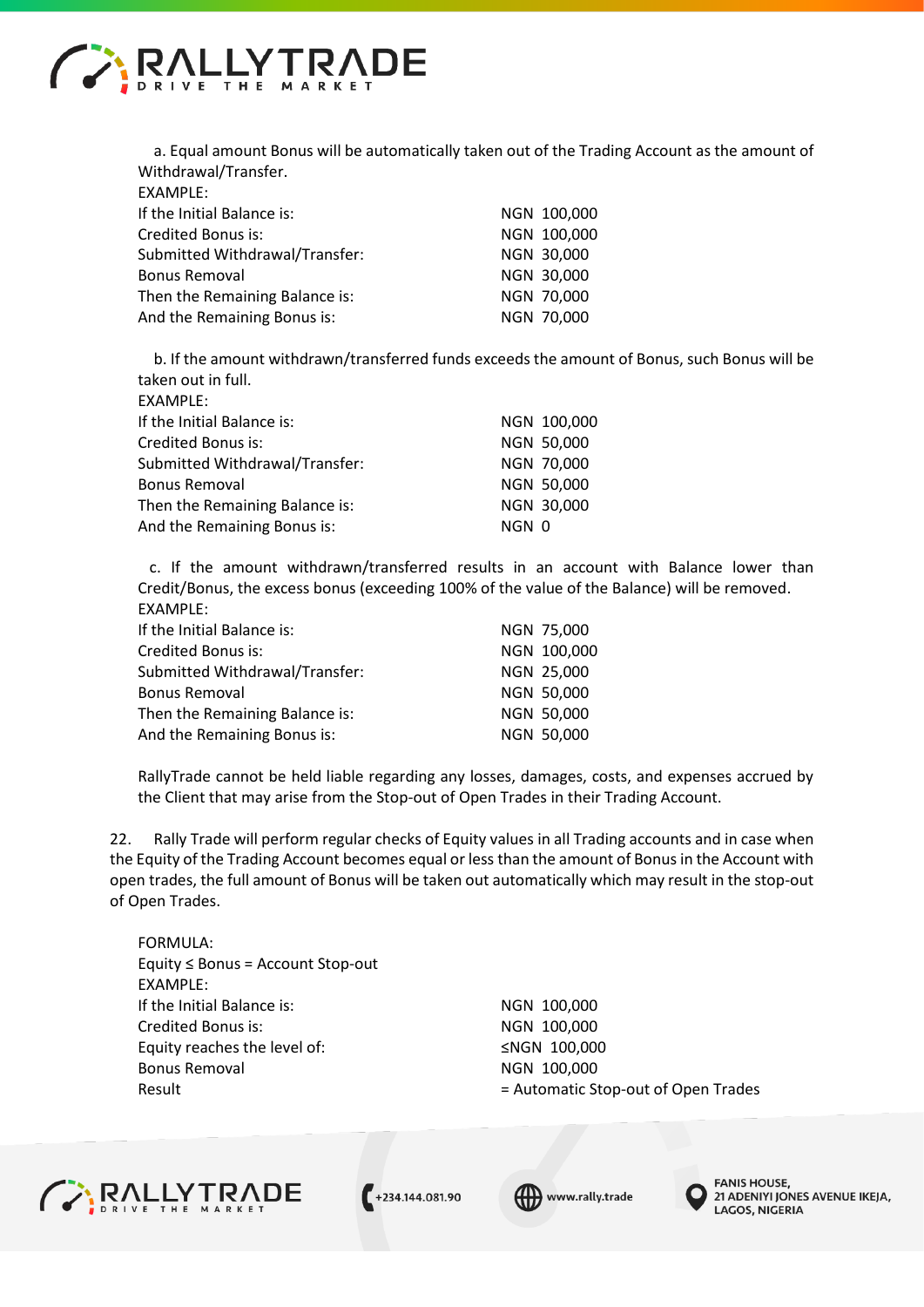a. Equal amount Bonus will be automatically taken out of the Trading Account as the amount of Withdrawal/Transfer.

EXAMPLE:

| | |
|---|---|
| If the Initial Balance is: | NGN 100,000 |
| Credited Bonus is: | NGN 100,000 |
| Submitted Withdrawal/Transfer: | NGN 30,000 |
| Bonus Removal | NGN 30,000 |
| Then the Remaining Balance is: | NGN 70,000 |
| And the Remaining Bonus is: | NGN 70,000 |

b. If the amount withdrawn/transferred funds exceeds the amount of Bonus, such Bonus will be taken out in full.

EXAMPLE:

| | |
|---|---|
| If the Initial Balance is: | NGN 100,000 |
| Credited Bonus is: | NGN 50,000 |
| Submitted Withdrawal/Transfer: | NGN 70,000 |
| Bonus Removal | NGN 50,000 |
| Then the Remaining Balance is: | NGN 30,000 |
| And the Remaining Bonus is: | NGN 0 |

c. If the amount withdrawn/transferred results in an account with Balance lower than Credit/Bonus, the excess bonus (exceeding 100% of the value of the Balance) will be removed.

EXAMPLE:

| | |
|---|---|
| If the Initial Balance is: | NGN 75,000 |
| Credited Bonus is: | NGN 100,000 |
| Submitted Withdrawal/Transfer: | NGN 25,000 |
| Bonus Removal | NGN 50,000 |
| Then the Remaining Balance is: | NGN 50,000 |
| And the Remaining Bonus is: | NGN 50,000 |

RallyTrade cannot be held liable regarding any losses, damages, costs, and expenses accrued by the Client that may arise from the Stop-out of Open Trades in their Trading Account.

22. Rally Trade will perform regular checks of Equity values in all Trading accounts and in case when the Equity of the Trading Account becomes equal or less than the amount of Bonus in the Account with open trades, the full amount of Bonus will be taken out automatically which may result in the stop-out of Open Trades.

FORMULA:

Equity ≤ Bonus = Account Stop-out

EXAMPLE:

| | |
|---|---|
| If the Initial Balance is: | NGN 100,000 |
| Credited Bonus is: | NGN 100,000 |
| Equity reaches the level of: | ≤NGN 100,000 |
| Bonus Removal | NGN 100,000 |
| Result | = Automatic Stop-out of Open Trades |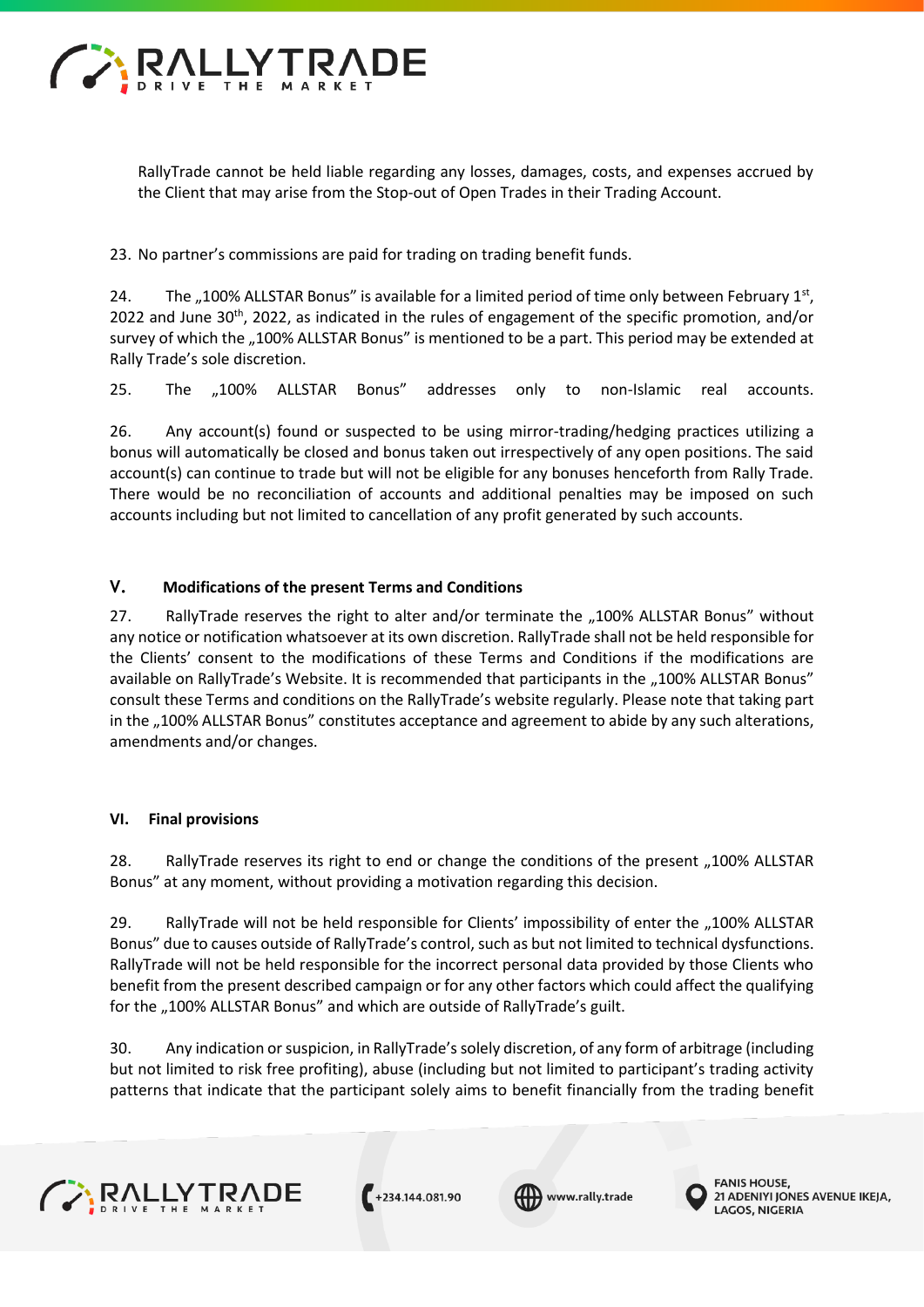RallyTrade cannot be held liable regarding any losses, damages, costs, and expenses accrued by the Client that may arise from the Stop-out of Open Trades in their Trading Account.

23. No partner's commissions are paid for trading on trading benefit funds.

24. The „100% ALLSTAR Bonus" is available for a limited period of time only between February 1st, 2022 and June 30th, 2022, as indicated in the rules of engagement of the specific promotion, and/or survey of which the „100% ALLSTAR Bonus" is mentioned to be a part. This period may be extended at Rally Trade's sole discretion.

25. The „100% ALLSTAR Bonus" addresses only to non-Islamic real accounts.

26. Any account(s) found or suspected to be using mirror-trading/hedging practices utilizing a bonus will automatically be closed and bonus taken out irrespectively of any open positions. The said account(s) can continue to trade but will not be eligible for any bonuses henceforth from Rally Trade. There would be no reconciliation of accounts and additional penalties may be imposed on such accounts including but not limited to cancellation of any profit generated by such accounts.

## V. Modifications of the present Terms and Conditions

27. RallyTrade reserves the right to alter and/or terminate the „100% ALLSTAR Bonus" without any notice or notification whatsoever at its own discretion. RallyTrade shall not be held responsible for the Clients' consent to the modifications of these Terms and Conditions if the modifications are available on RallyTrade's Website. It is recommended that participants in the „100% ALLSTAR Bonus" consult these Terms and conditions on the RallyTrade's website regularly. Please note that taking part in the „100% ALLSTAR Bonus" constitutes acceptance and agreement to abide by any such alterations, amendments and/or changes.

## VI. Final provisions

28. RallyTrade reserves its right to end or change the conditions of the present „100% ALLSTAR Bonus" at any moment, without providing a motivation regarding this decision.

29. RallyTrade will not be held responsible for Clients' impossibility of enter the „100% ALLSTAR Bonus" due to causes outside of RallyTrade's control, such as but not limited to technical dysfunctions. RallyTrade will not be held responsible for the incorrect personal data provided by those Clients who benefit from the present described campaign or for any other factors which could affect the qualifying for the „100% ALLSTAR Bonus" and which are outside of RallyTrade's guilt.

30. Any indication or suspicion, in RallyTrade's solely discretion, of any form of arbitrage (including but not limited to risk free profiting), abuse (including but not limited to participant's trading activity patterns that indicate that the participant solely aims to benefit financially from the trading benefit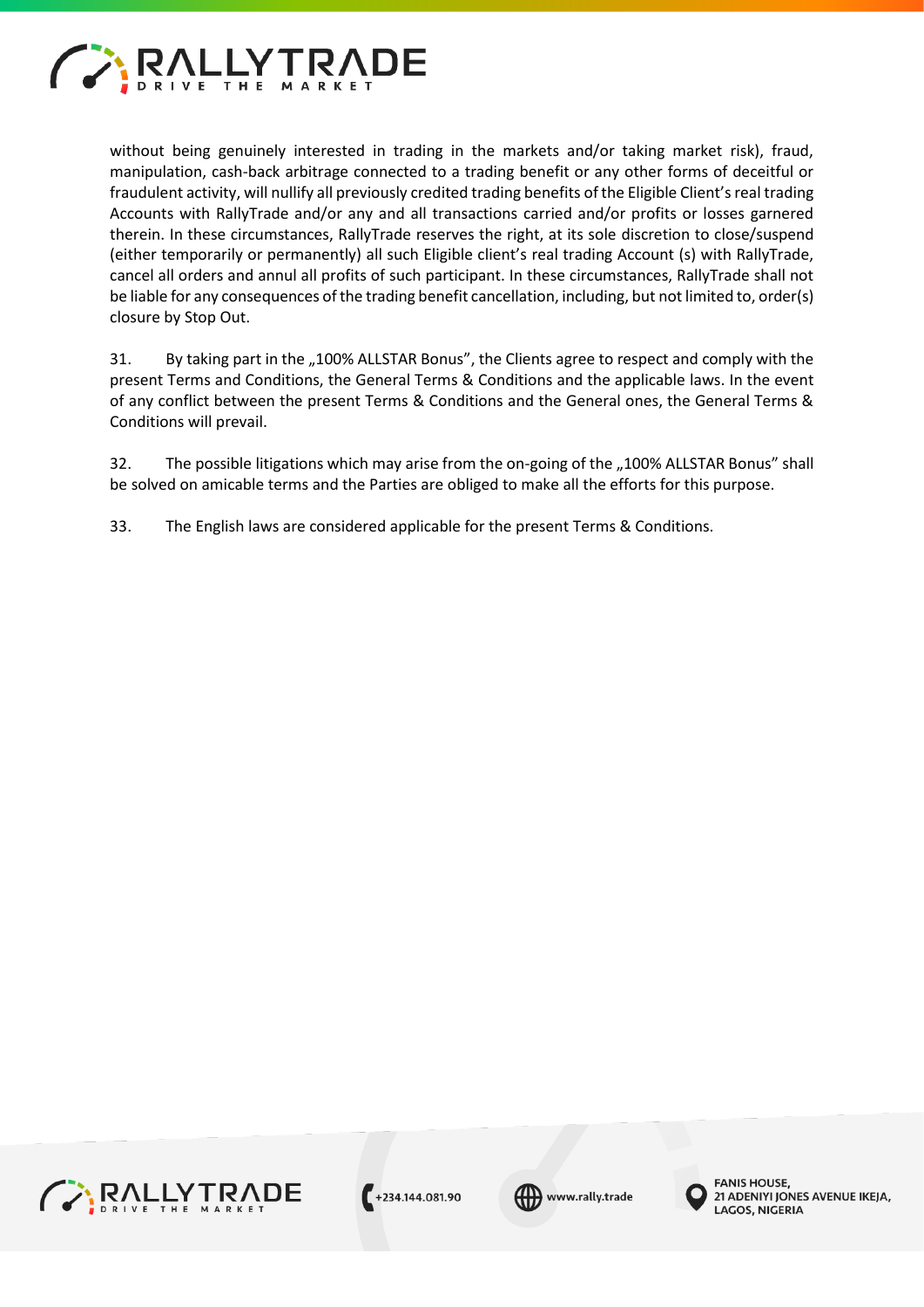without being genuinely interested in trading in the markets and/or taking market risk), fraud, manipulation, cash-back arbitrage connected to a trading benefit or any other forms of deceitful or fraudulent activity, will nullify all previously credited trading benefits of the Eligible Client's real trading Accounts with RallyTrade and/or any and all transactions carried and/or profits or losses garnered therein. In these circumstances, RallyTrade reserves the right, at its sole discretion to close/suspend (either temporarily or permanently) all such Eligible client's real trading Account (s) with RallyTrade, cancel all orders and annul all profits of such participant. In these circumstances, RallyTrade shall not be liable for any consequences of the trading benefit cancellation, including, but not limited to, order(s) closure by Stop Out.

31. By taking part in the „100% ALLSTAR Bonus", the Clients agree to respect and comply with the present Terms and Conditions, the General Terms & Conditions and the applicable laws. In the event of any conflict between the present Terms & Conditions and the General ones, the General Terms & Conditions will prevail.

32. The possible litigations which may arise from the on-going of the „100% ALLSTAR Bonus" shall be solved on amicable terms and the Parties are obliged to make all the efforts for this purpose.

33. The English laws are considered applicable for the present Terms & Conditions.